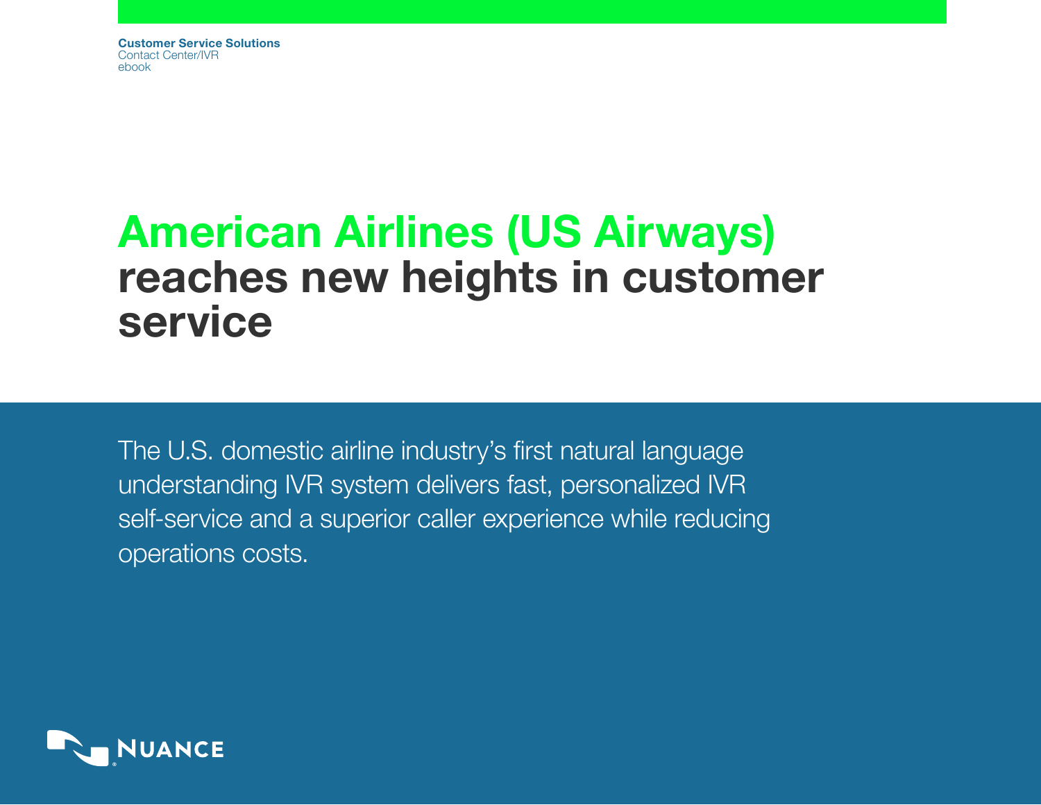**Customer Service Solutions**
Contact Center/IVR
ebook

# American Airlines (US Airways) reaches new heights in customer service

The U.S. domestic airline industry's first natural language understanding IVR system delivers fast, personalized IVR self-service and a superior caller experience while reducing operations costs.

NUANCE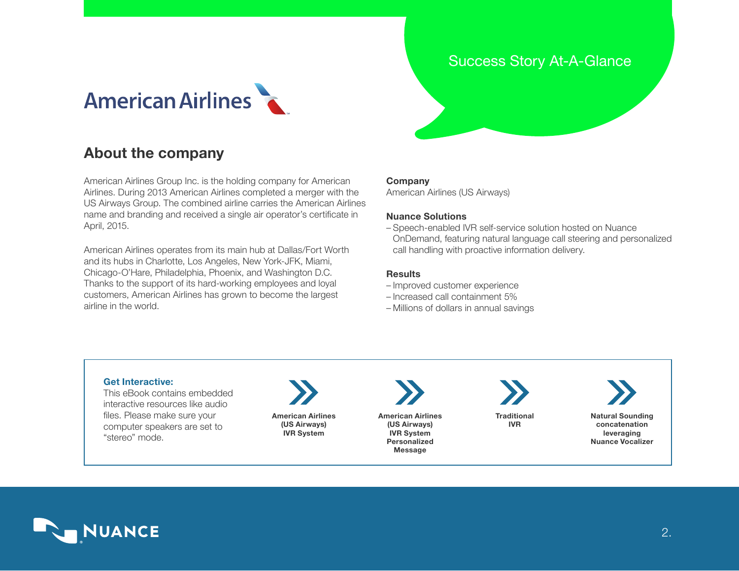Success Story At-A-Glance

American Airlines

## About the company

American Airlines Group Inc. is the holding company for American Airlines. During 2013 American Airlines completed a merger with the US Airways Group. The combined airline carries the American Airlines name and branding and received a single air operator's certificate in April, 2015.

American Airlines operates from its main hub at Dallas/Fort Worth and its hubs in Charlotte, Los Angeles, New York-JFK, Miami, Chicago-O'Hare, Philadelphia, Phoenix, and Washington D.C. Thanks to the support of its hard-working employees and loyal customers, American Airlines has grown to become the largest airline in the world.

**Company**

American Airlines (US Airways)

**Nuance Solutions**

- Speech-enabled IVR self-service solution hosted on Nuance OnDemand, featuring natural language call steering and personalized call handling with proactive information delivery.

**Results**

- Improved customer experience
- Increased call containment 5%
- Millions of dollars in annual savings

**Get Interactive:**
This eBook contains embedded interactive resources like audio files. Please make sure your computer speakers are set to "stereo" mode.

- **American Airlines (US Airways) IVR System**
- **American Airlines (US Airways) IVR System Personalized Message**
- **Traditional IVR**
- **Natural Sounding concatenation leveraging Nuance Vocalizer**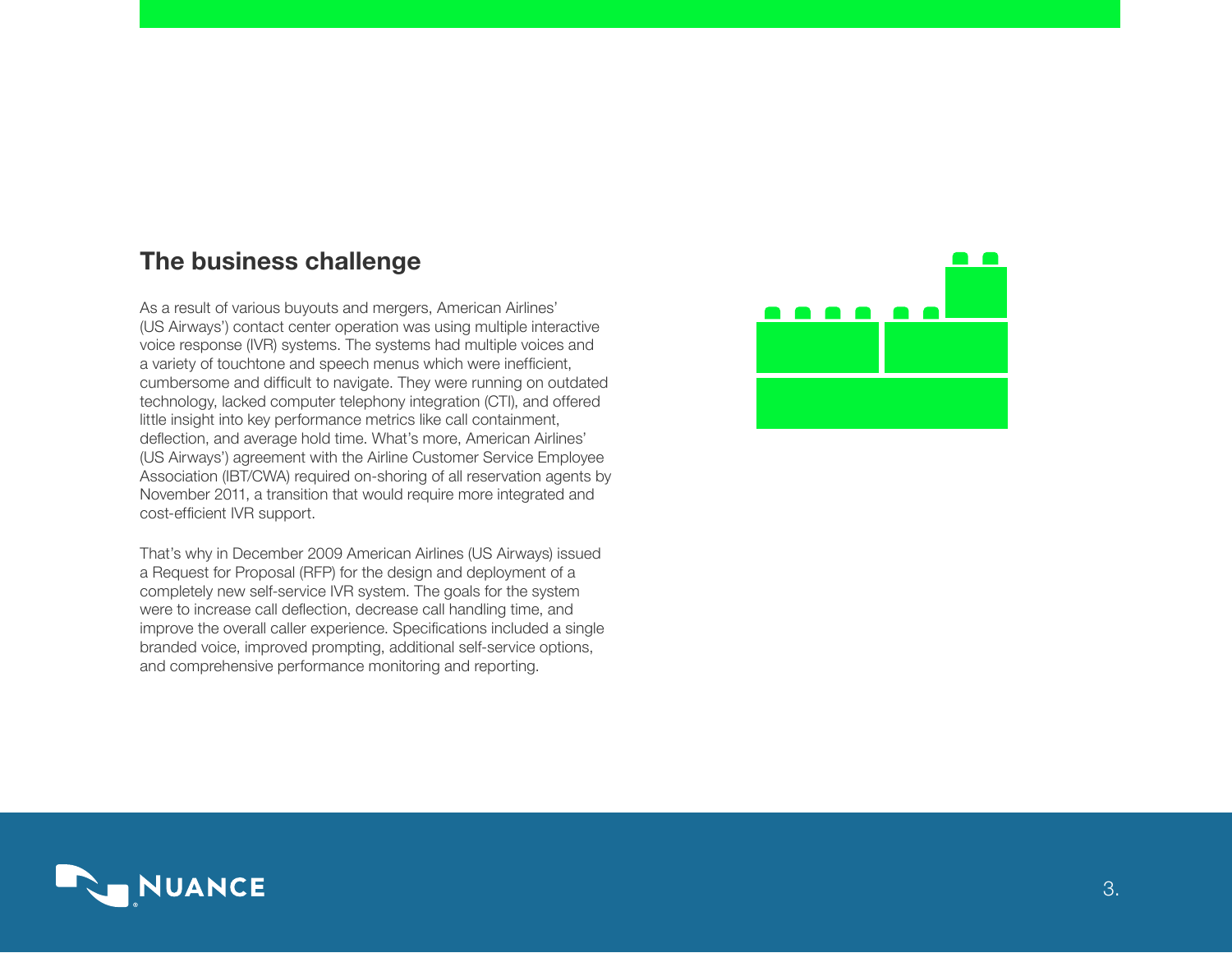## The business challenge

As a result of various buyouts and mergers, American Airlines' (US Airways') contact center operation was using multiple interactive voice response (IVR) systems. The systems had multiple voices and a variety of touchtone and speech menus which were inefficient, cumbersome and difficult to navigate. They were running on outdated technology, lacked computer telephony integration (CTI), and offered little insight into key performance metrics like call containment, deflection, and average hold time. What's more, American Airlines' (US Airways') agreement with the Airline Customer Service Employee Association (IBT/CWA) required on-shoring of all reservation agents by November 2011, a transition that would require more integrated and cost-efficient IVR support.

That's why in December 2009 American Airlines (US Airways) issued a Request for Proposal (RFP) for the design and deployment of a completely new self-service IVR system. The goals for the system were to increase call deflection, decrease call handling time, and improve the overall caller experience. Specifications included a single branded voice, improved prompting, additional self-service options, and comprehensive performance monitoring and reporting.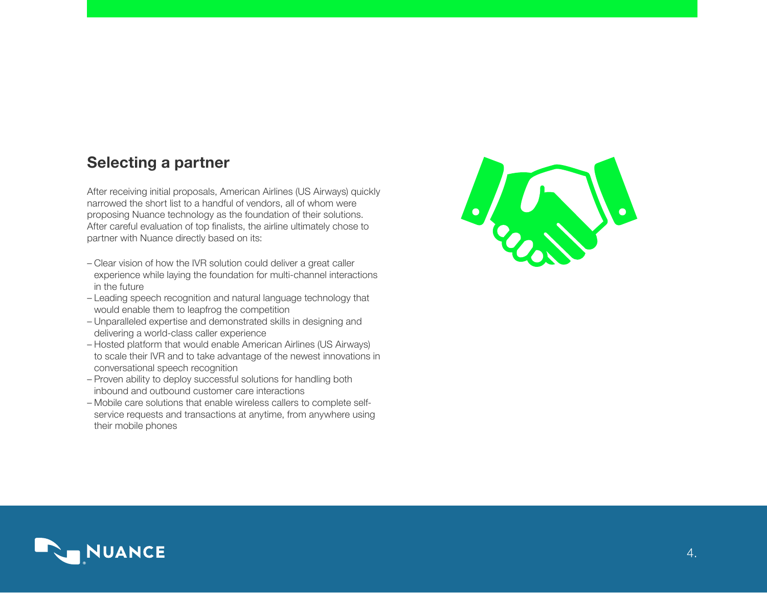## Selecting a partner

After receiving initial proposals, American Airlines (US Airways) quickly narrowed the short list to a handful of vendors, all of whom were proposing Nuance technology as the foundation of their solutions. After careful evaluation of top finalists, the airline ultimately chose to partner with Nuance directly based on its:

- Clear vision of how the IVR solution could deliver a great caller experience while laying the foundation for multi-channel interactions in the future
- Leading speech recognition and natural language technology that would enable them to leapfrog the competition
- Unparalleled expertise and demonstrated skills in designing and delivering a world-class caller experience
- Hosted platform that would enable American Airlines (US Airways) to scale their IVR and to take advantage of the newest innovations in conversational speech recognition
- Proven ability to deploy successful solutions for handling both inbound and outbound customer care interactions
- Mobile care solutions that enable wireless callers to complete self-service requests and transactions at anytime, from anywhere using their mobile phones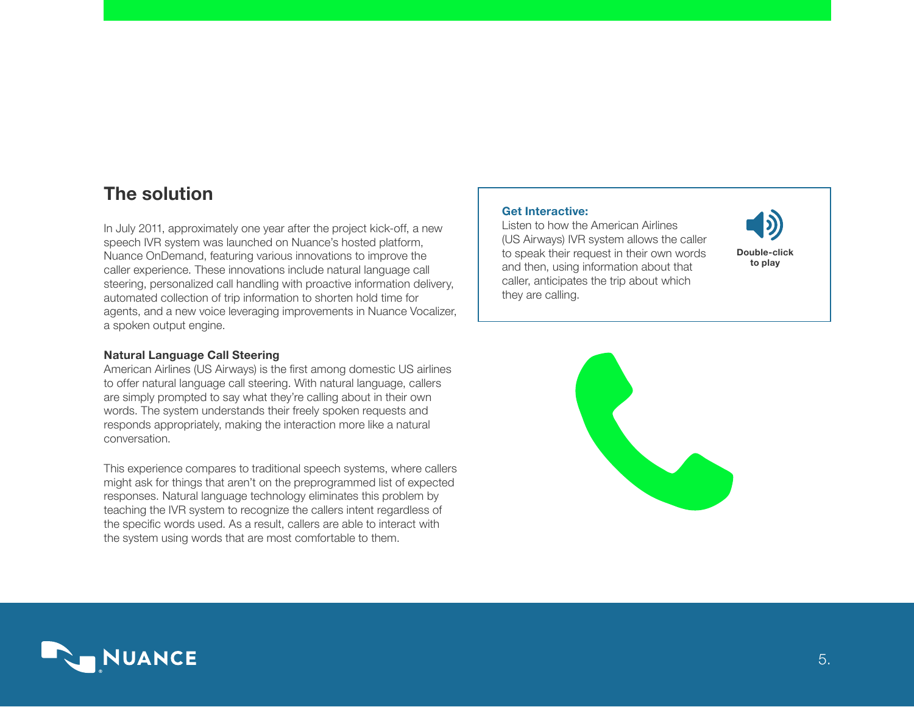## The solution

In July 2011, approximately one year after the project kick-off, a new speech IVR system was launched on Nuance's hosted platform, Nuance OnDemand, featuring various innovations to improve the caller experience. These innovations include natural language call steering, personalized call handling with proactive information delivery, automated collection of trip information to shorten hold time for agents, and a new voice leveraging improvements in Nuance Vocalizer, a spoken output engine.

### Natural Language Call Steering

American Airlines (US Airways) is the first among domestic US airlines to offer natural language call steering. With natural language, callers are simply prompted to say what they're calling about in their own words. The system understands their freely spoken requests and responds appropriately, making the interaction more like a natural conversation.

This experience compares to traditional speech systems, where callers might ask for things that aren't on the preprogrammed list of expected responses. Natural language technology eliminates this problem by teaching the IVR system to recognize the callers intent regardless of the specific words used. As a result, callers are able to interact with the system using words that are most comfortable to them.

**Get Interactive:**
Listen to how the American Airlines (US Airways) IVR system allows the caller to speak their request in their own words and then, using information about that caller, anticipates the trip about which they are calling.

**Double-click to play**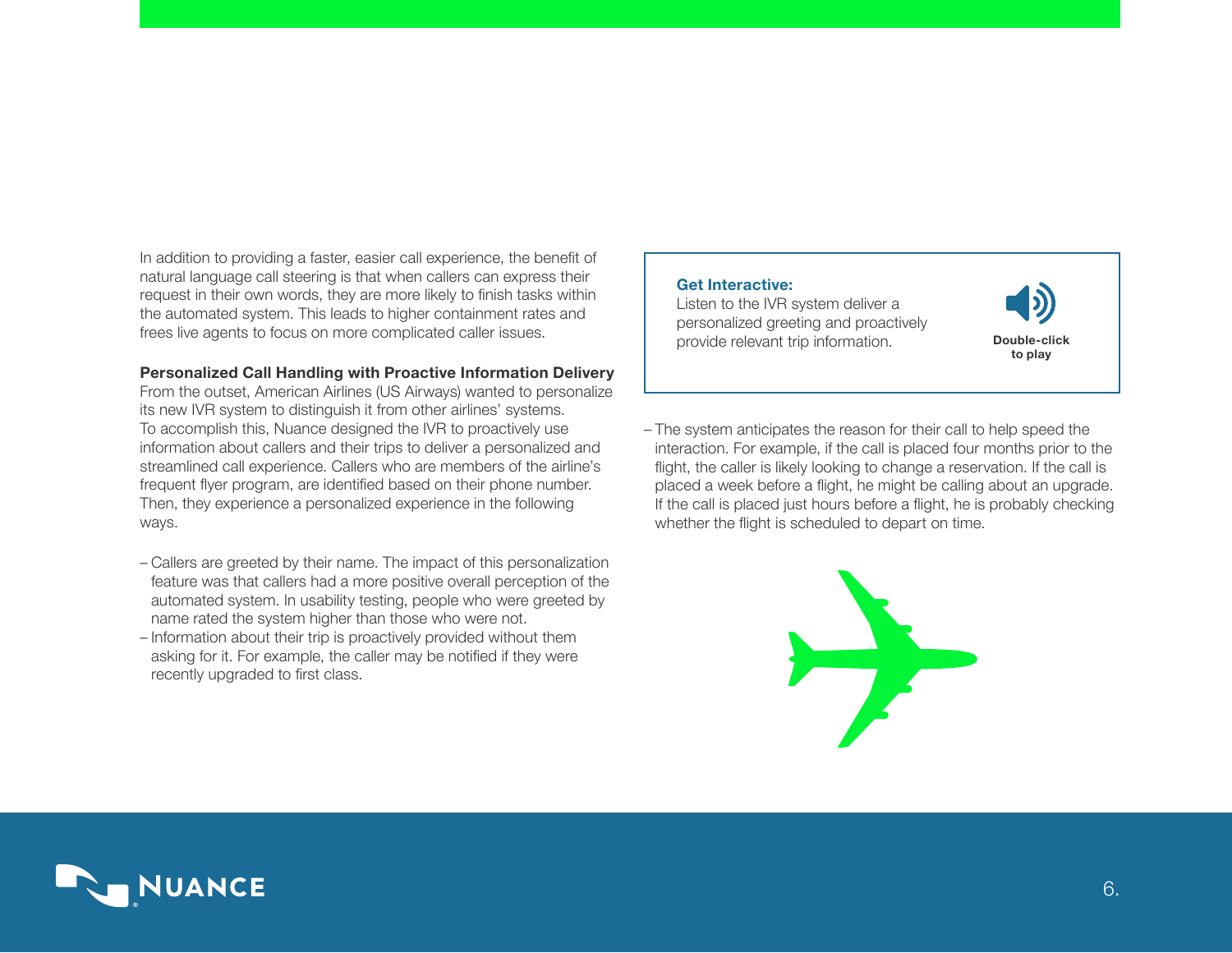In addition to providing a faster, easier call experience, the benefit of natural language call steering is that when callers can express their request in their own words, they are more likely to finish tasks within the automated system. This leads to higher containment rates and frees live agents to focus on more complicated caller issues.

**Personalized Call Handling with Proactive Information Delivery**

From the outset, American Airlines (US Airways) wanted to personalize its new IVR system to distinguish it from other airlines' systems. To accomplish this, Nuance designed the IVR to proactively use information about callers and their trips to deliver a personalized and streamlined call experience. Callers who are members of the airline's frequent flyer program, are identified based on their phone number. Then, they experience a personalized experience in the following ways.

- Callers are greeted by their name. The impact of this personalization feature was that callers had a more positive overall perception of the automated system. In usability testing, people who were greeted by name rated the system higher than those who were not.
- Information about their trip is proactively provided without them asking for it. For example, the caller may be notified if they were recently upgraded to first class.

**Get Interactive:**
Listen to the IVR system deliver a personalized greeting and proactively provide relevant trip information.

**Double-click to play**

- The system anticipates the reason for their call to help speed the interaction. For example, if the call is placed four months prior to the flight, the caller is likely looking to change a reservation. If the call is placed a week before a flight, he might be calling about an upgrade. If the call is placed just hours before a flight, he is probably checking whether the flight is scheduled to depart on time.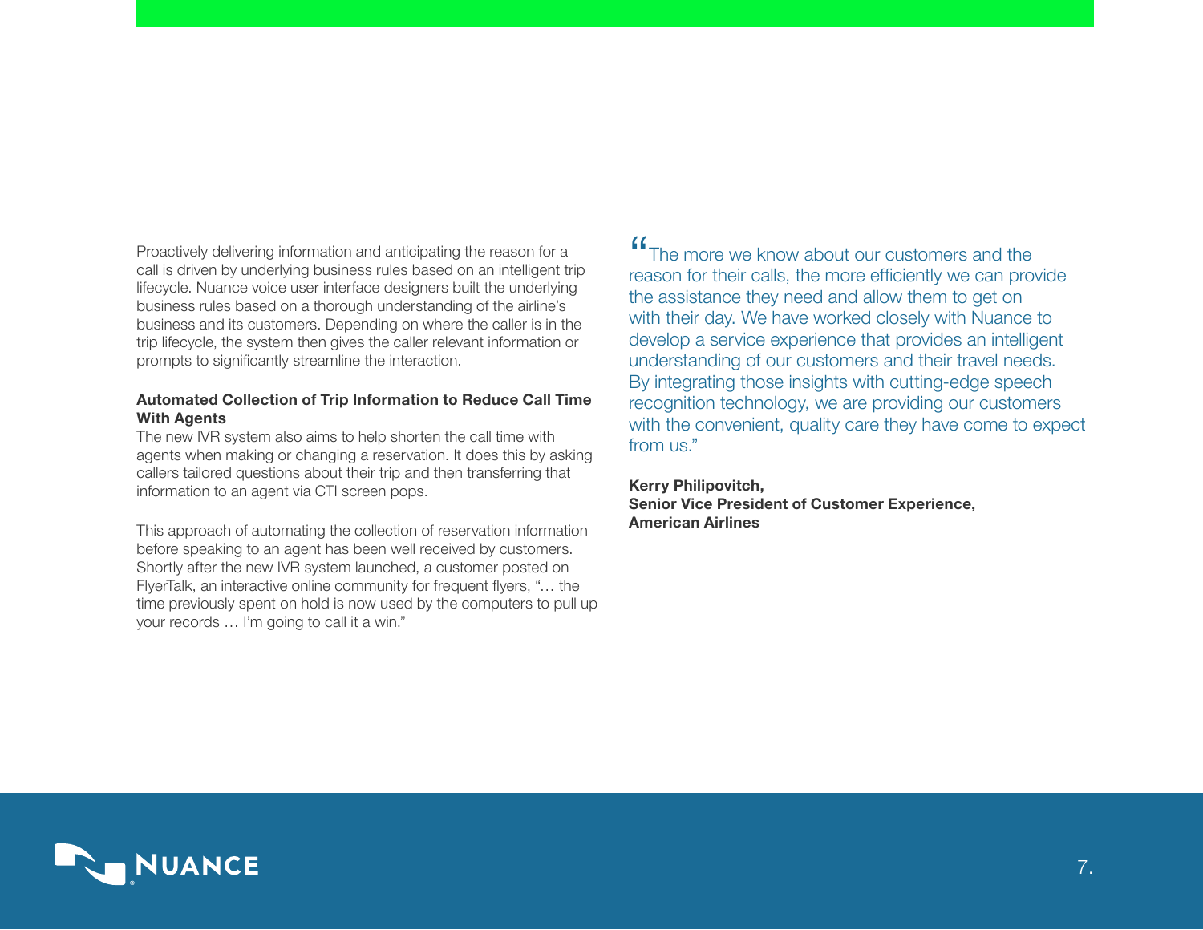Proactively delivering information and anticipating the reason for a call is driven by underlying business rules based on an intelligent trip lifecycle. Nuance voice user interface designers built the underlying business rules based on a thorough understanding of the airline's business and its customers. Depending on where the caller is in the trip lifecycle, the system then gives the caller relevant information or prompts to significantly streamline the interaction.

**Automated Collection of Trip Information to Reduce Call Time With Agents**

The new IVR system also aims to help shorten the call time with agents when making or changing a reservation. It does this by asking callers tailored questions about their trip and then transferring that information to an agent via CTI screen pops.

This approach of automating the collection of reservation information before speaking to an agent has been well received by customers. Shortly after the new IVR system launched, a customer posted on FlyerTalk, an interactive online community for frequent flyers, "… the time previously spent on hold is now used by the computers to pull up your records … I'm going to call it a win."

> "The more we know about our customers and the reason for their calls, the more efficiently we can provide the assistance they need and allow them to get on with their day. We have worked closely with Nuance to develop a service experience that provides an intelligent understanding of our customers and their travel needs. By integrating those insights with cutting-edge speech recognition technology, we are providing our customers with the convenient, quality care they have come to expect from us."

**Kerry Philipovitch,**
**Senior Vice President of Customer Experience,**
**American Airlines**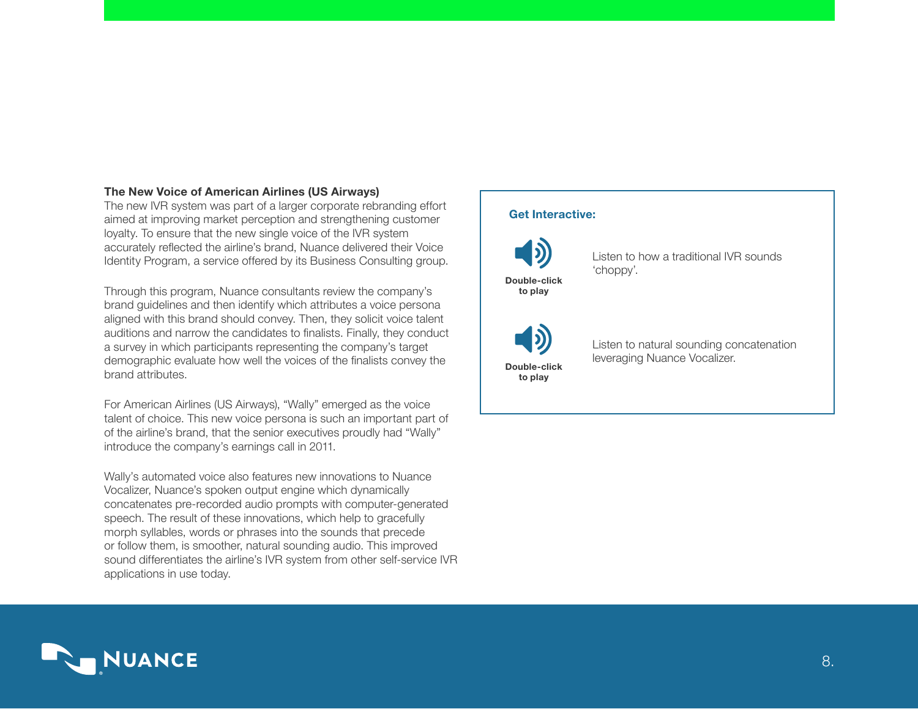**The New Voice of American Airlines (US Airways)**

The new IVR system was part of a larger corporate rebranding effort aimed at improving market perception and strengthening customer loyalty. To ensure that the new single voice of the IVR system accurately reflected the airline's brand, Nuance delivered their Voice Identity Program, a service offered by its Business Consulting group.

Through this program, Nuance consultants review the company's brand guidelines and then identify which attributes a voice persona aligned with this brand should convey. Then, they solicit voice talent auditions and narrow the candidates to finalists. Finally, they conduct a survey in which participants representing the company's target demographic evaluate how well the voices of the finalists convey the brand attributes.

For American Airlines (US Airways), "Wally" emerged as the voice talent of choice. This new voice persona is such an important part of of the airline's brand, that the senior executives proudly had "Wally" introduce the company's earnings call in 2011.

Wally's automated voice also features new innovations to Nuance Vocalizer, Nuance's spoken output engine which dynamically concatenates pre-recorded audio prompts with computer-generated speech. The result of these innovations, which help to gracefully morph syllables, words or phrases into the sounds that precede or follow them, is smoother, natural sounding audio. This improved sound differentiates the airline's IVR system from other self-service IVR applications in use today.

**Get Interactive:**

Double-click to play — Listen to how a traditional IVR sounds 'choppy'.

Double-click to play — Listen to natural sounding concatenation leveraging Nuance Vocalizer.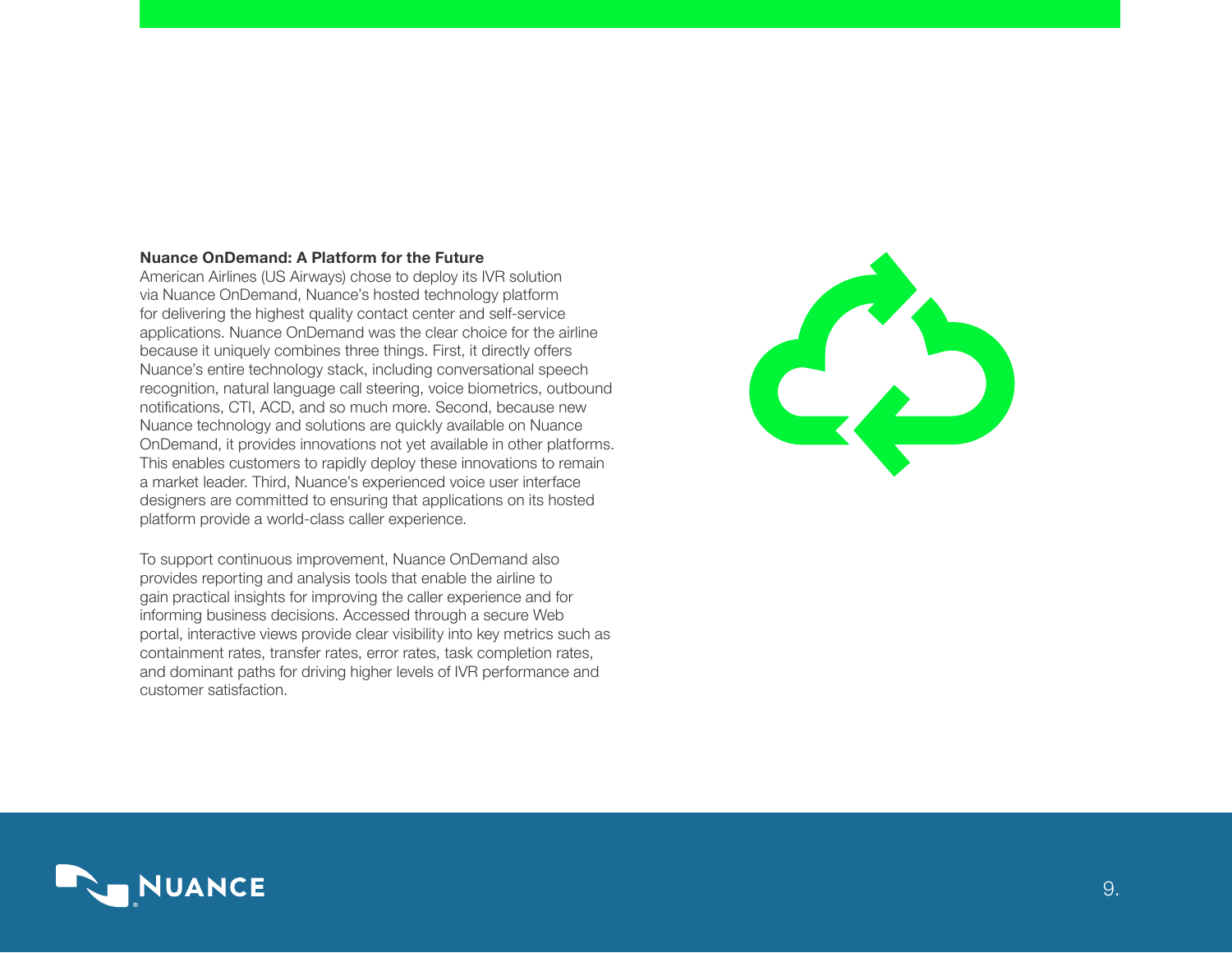## Nuance OnDemand: A Platform for the Future

American Airlines (US Airways) chose to deploy its IVR solution via Nuance OnDemand, Nuance's hosted technology platform for delivering the highest quality contact center and self-service applications. Nuance OnDemand was the clear choice for the airline because it uniquely combines three things. First, it directly offers Nuance's entire technology stack, including conversational speech recognition, natural language call steering, voice biometrics, outbound notifications, CTI, ACD, and so much more. Second, because new Nuance technology and solutions are quickly available on Nuance OnDemand, it provides innovations not yet available in other platforms. This enables customers to rapidly deploy these innovations to remain a market leader. Third, Nuance's experienced voice user interface designers are committed to ensuring that applications on its hosted platform provide a world-class caller experience.

To support continuous improvement, Nuance OnDemand also provides reporting and analysis tools that enable the airline to gain practical insights for improving the caller experience and for informing business decisions. Accessed through a secure Web portal, interactive views provide clear visibility into key metrics such as containment rates, transfer rates, error rates, task completion rates, and dominant paths for driving higher levels of IVR performance and customer satisfaction.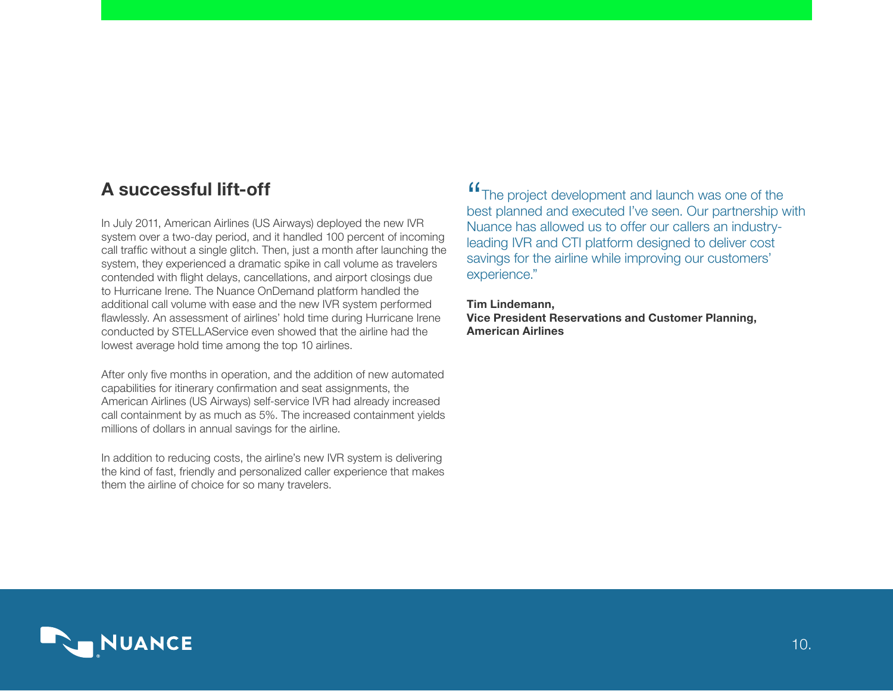## A successful lift-off

In July 2011, American Airlines (US Airways) deployed the new IVR system over a two-day period, and it handled 100 percent of incoming call traffic without a single glitch. Then, just a month after launching the system, they experienced a dramatic spike in call volume as travelers contended with flight delays, cancellations, and airport closings due to Hurricane Irene. The Nuance OnDemand platform handled the additional call volume with ease and the new IVR system performed flawlessly. An assessment of airlines' hold time during Hurricane Irene conducted by STELLAService even showed that the airline had the lowest average hold time among the top 10 airlines.

After only five months in operation, and the addition of new automated capabilities for itinerary confirmation and seat assignments, the American Airlines (US Airways) self-service IVR had already increased call containment by as much as 5%. The increased containment yields millions of dollars in annual savings for the airline.

In addition to reducing costs, the airline's new IVR system is delivering the kind of fast, friendly and personalized caller experience that makes them the airline of choice for so many travelers.

> "The project development and launch was one of the best planned and executed I've seen. Our partnership with Nuance has allowed us to offer our callers an industry-leading IVR and CTI platform designed to deliver cost savings for the airline while improving our customers' experience."

**Tim Lindemann,**
**Vice President Reservations and Customer Planning,**
**American Airlines**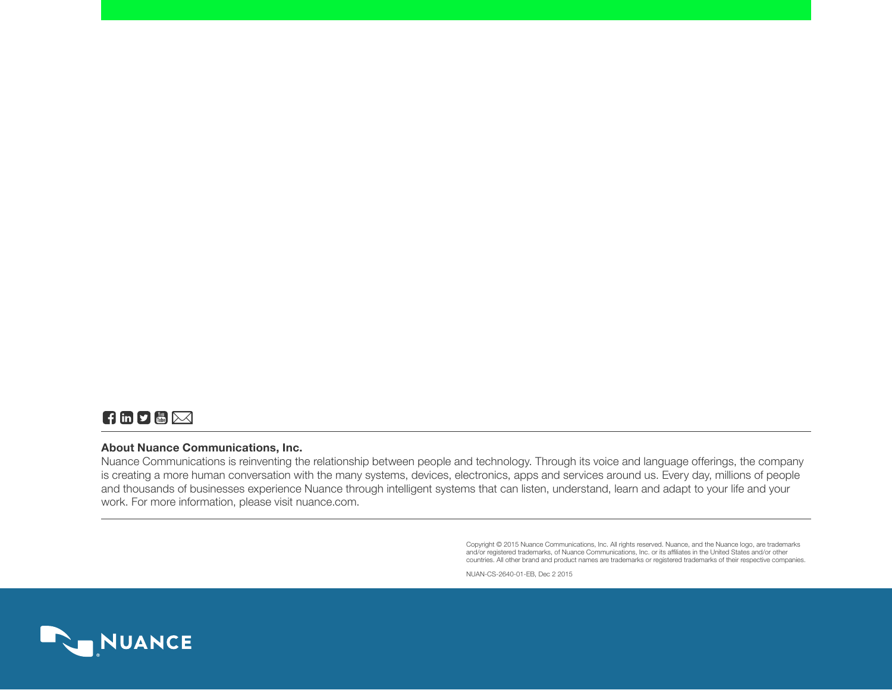**About Nuance Communications, Inc.**

Nuance Communications is reinventing the relationship between people and technology. Through its voice and language offerings, the company is creating a more human conversation with the many systems, devices, electronics, apps and services around us. Every day, millions of people and thousands of businesses experience Nuance through intelligent systems that can listen, understand, learn and adapt to your life and your work. For more information, please visit nuance.com.

Copyright © 2015 Nuance Communications, Inc. All rights reserved. Nuance, and the Nuance logo, are trademarks and/or registered trademarks, of Nuance Communications, Inc. or its affiliates in the United States and/or other countries. All other brand and product names are trademarks or registered trademarks of their respective companies.

NUAN-CS-2640-01-EB, Dec 2 2015